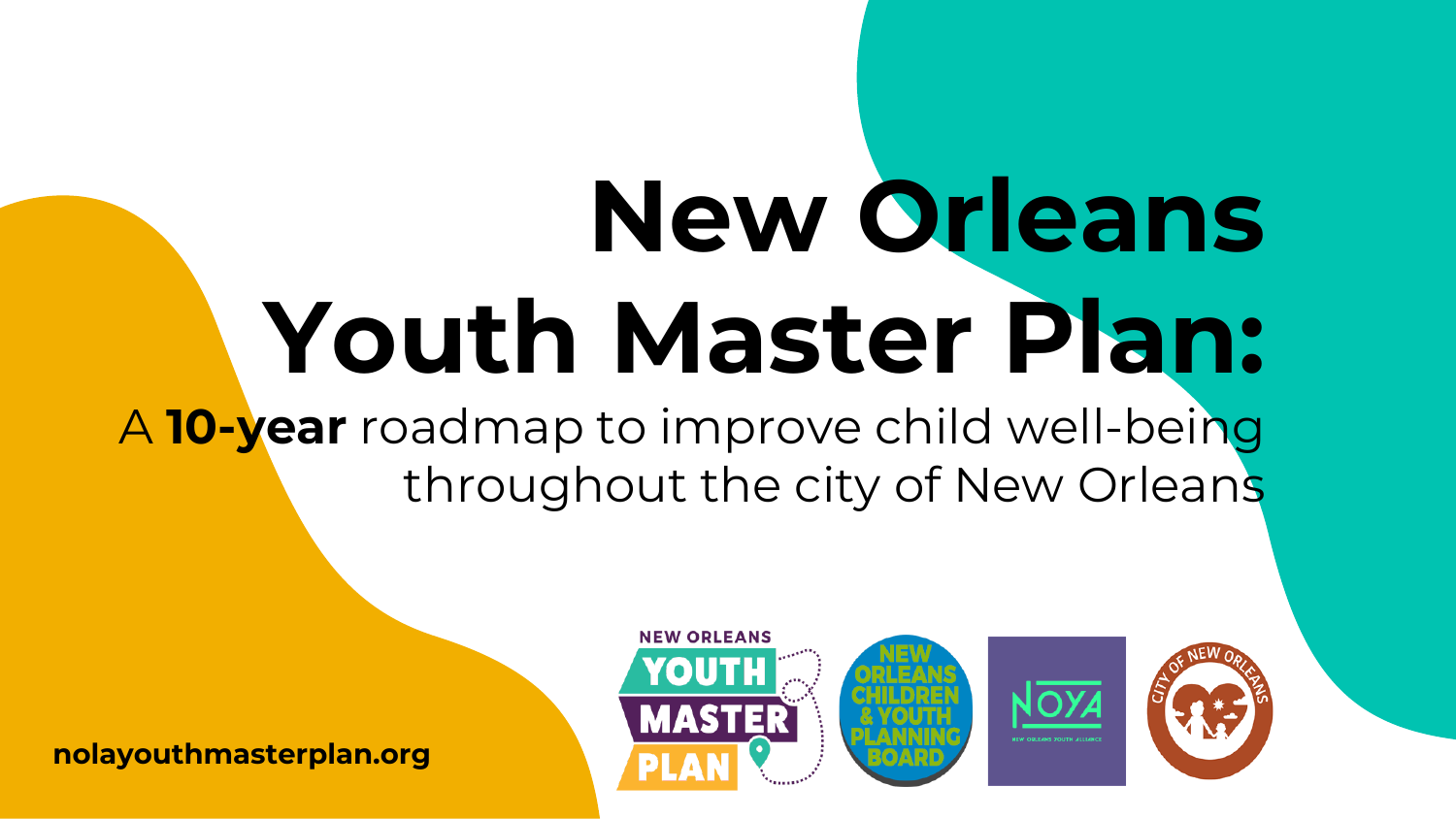# New Orleans Youth Master Plan:

A **10-year** roadmap to improve child well-being throughout the city of New Orleans

nolayouthmasterplan.org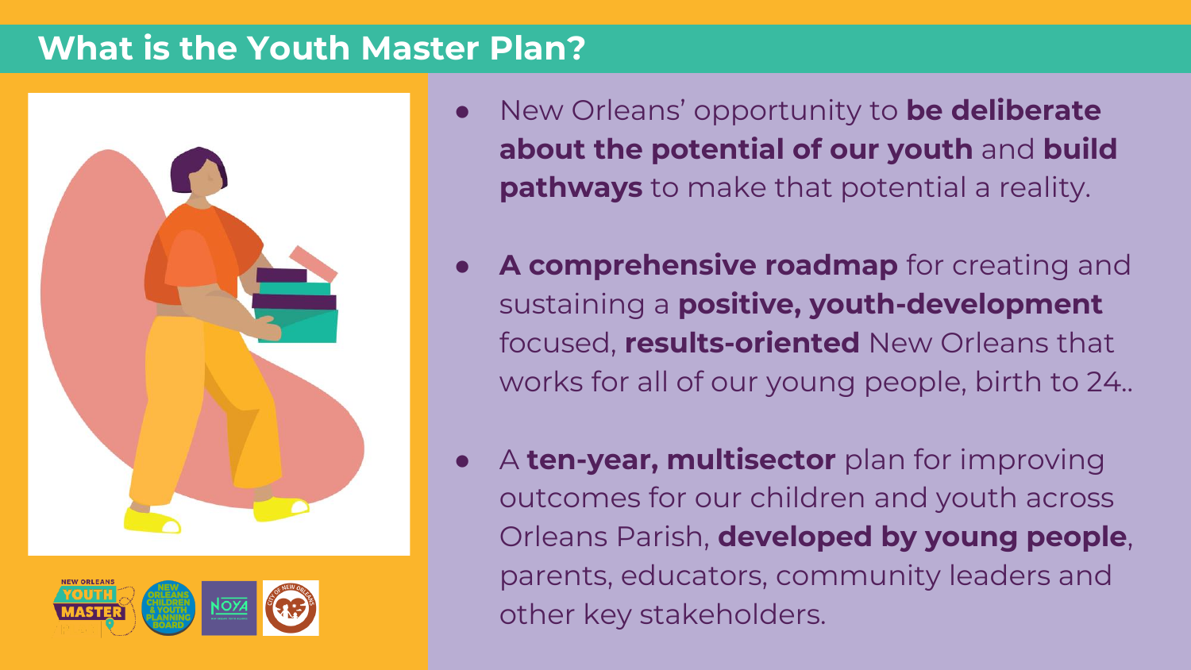# What is the Youth Master Plan?

- New Orleans' opportunity to **be deliberate about the potential of our youth** and **build pathways** to make that potential a reality.

- **A comprehensive roadmap** for creating and sustaining a **positive, youth-development** focused, **results-oriented** New Orleans that works for all of our young people, birth to 24..

- A **ten-year, multisector** plan for improving outcomes for our children and youth across Orleans Parish, **developed by young people**, parents, educators, community leaders and other key stakeholders.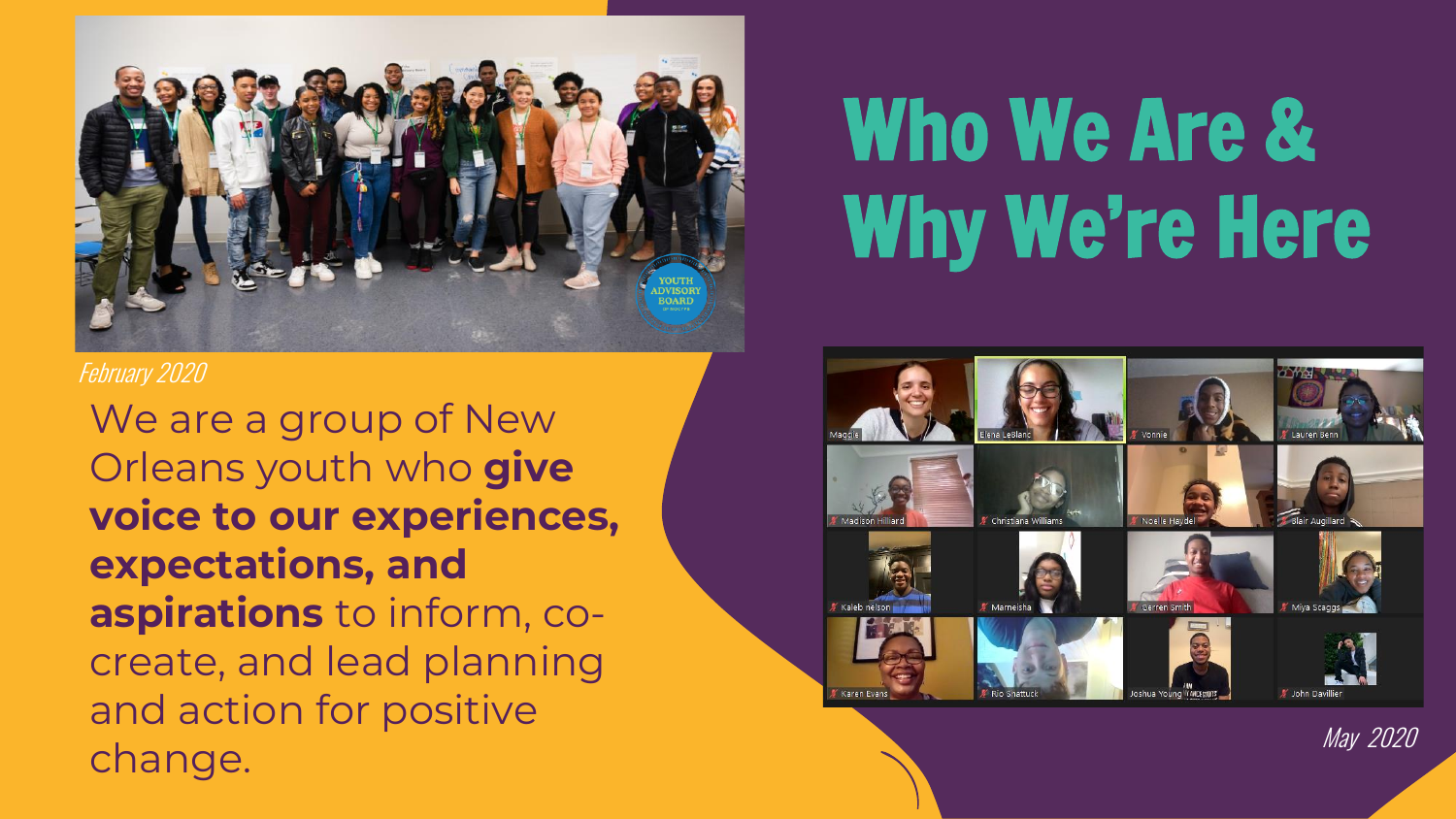# Who We Are & Why We're Here

*February 2020*

We are a group of New Orleans youth who **give voice to our experiences, expectations, and aspirations** to inform, co-create, and lead planning and action for positive change.

*May 2020*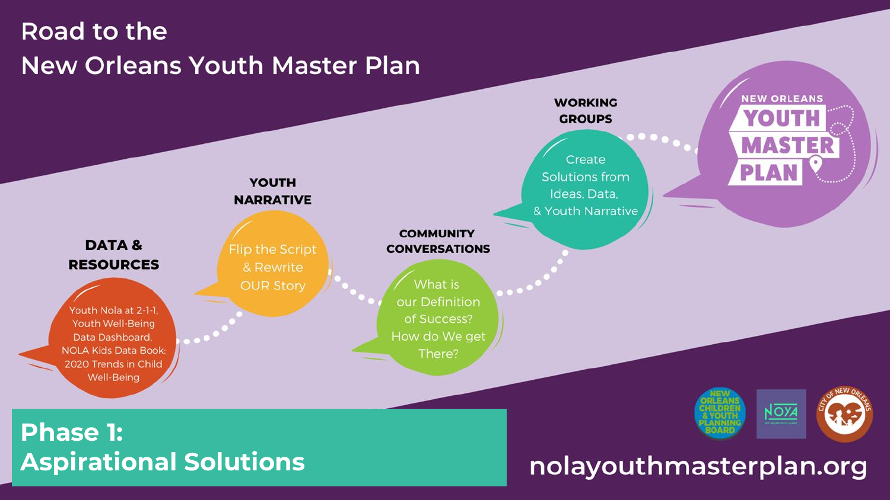# Road to the New Orleans Youth Master Plan

**DATA & RESOURCES**

Youth Nola at 2-1-1, Youth Well-Being Data Dashboard, NOLA Kids Data Book: 2020 Trends in Child Well-Being

**YOUTH NARRATIVE**

Flip the Script & Rewrite OUR Story

**COMMUNITY CONVERSATIONS**

What is our Definition of Success? How do We get There?

**WORKING GROUPS**

Create Solutions from Ideas, Data, & Youth Narrative

**NEW ORLEANS YOUTH MASTER PLAN**

## Phase 1: Aspirational Solutions

NEW ORLEANS CHILDREN & YOUTH PLANNING BOARD

NOYA

CITY OF NEW ORLEANS

nolayouthmasterplan.org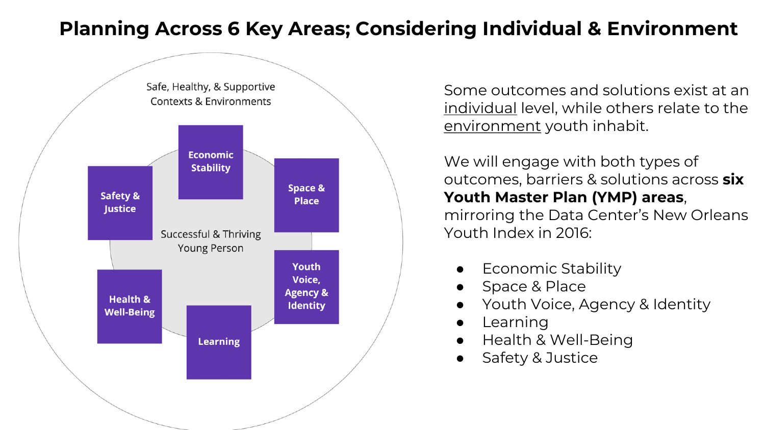# Planning Across 6 Key Areas; Considering Individual & Environment

Safe, Healthy, & Supportive Contexts & Environments

Successful & Thriving Young Person

- Economic Stability
- Space & Place
- Youth Voice, Agency & Identity
- Learning
- Health & Well-Being
- Safety & Justice

Some outcomes and solutions exist at an individual level, while others relate to the environment youth inhabit.

We will engage with both types of outcomes, barriers & solutions across **six Youth Master Plan (YMP) areas**, mirroring the Data Center's New Orleans Youth Index in 2016:

- Economic Stability
- Space & Place
- Youth Voice, Agency & Identity
- Learning
- Health & Well-Being
- Safety & Justice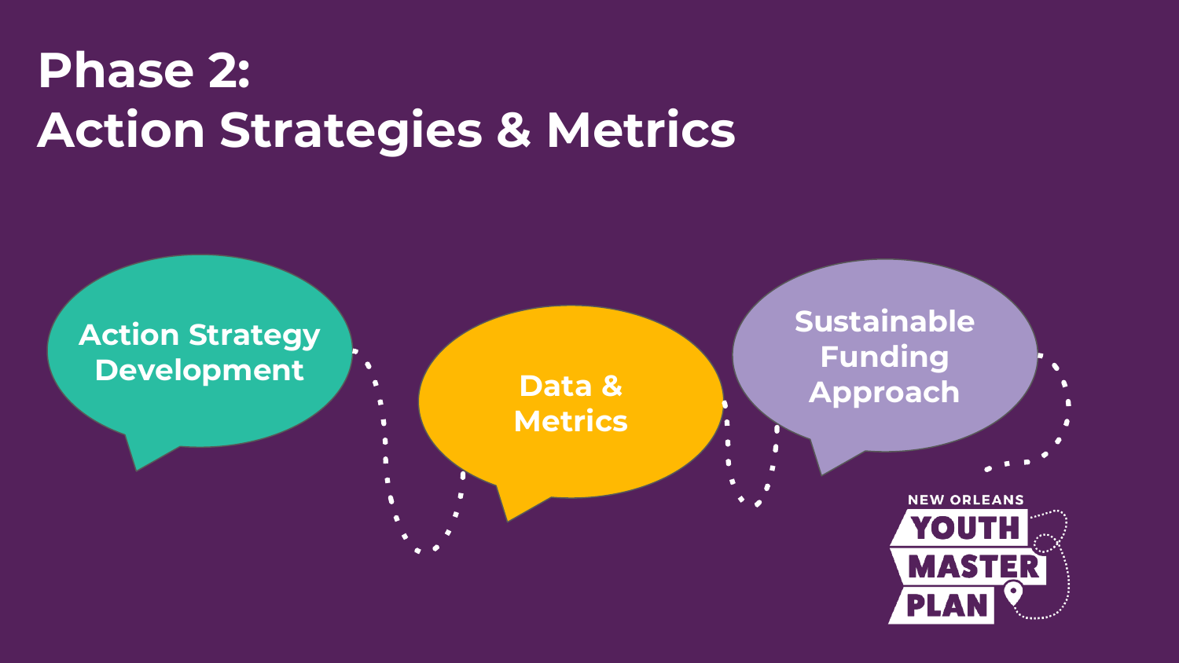# Phase 2:
# Action Strategies & Metrics

- Action Strategy Development
- Data & Metrics
- Sustainable Funding Approach

NEW ORLEANS YOUTH MASTER PLAN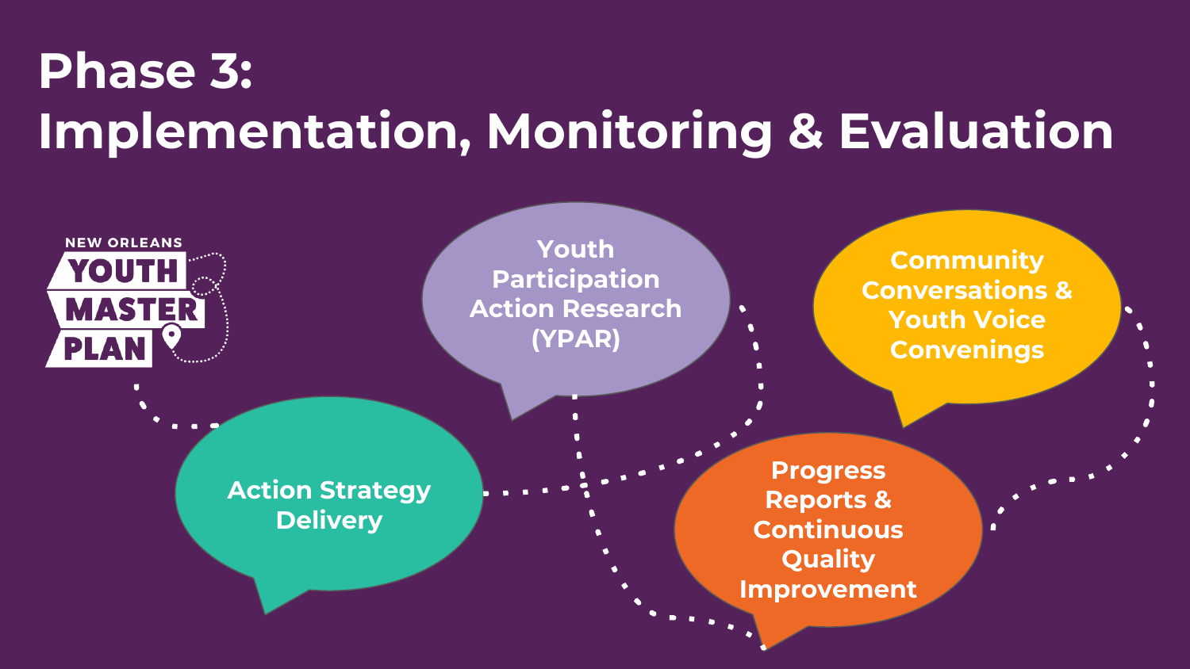# Phase 3: Implementation, Monitoring & Evaluation

NEW ORLEANS YOUTH MASTER PLAN

- Action Strategy Delivery
- Youth Participation Action Research (YPAR)
- Progress Reports & Continuous Quality Improvement
- Community Conversations & Youth Voice Convenings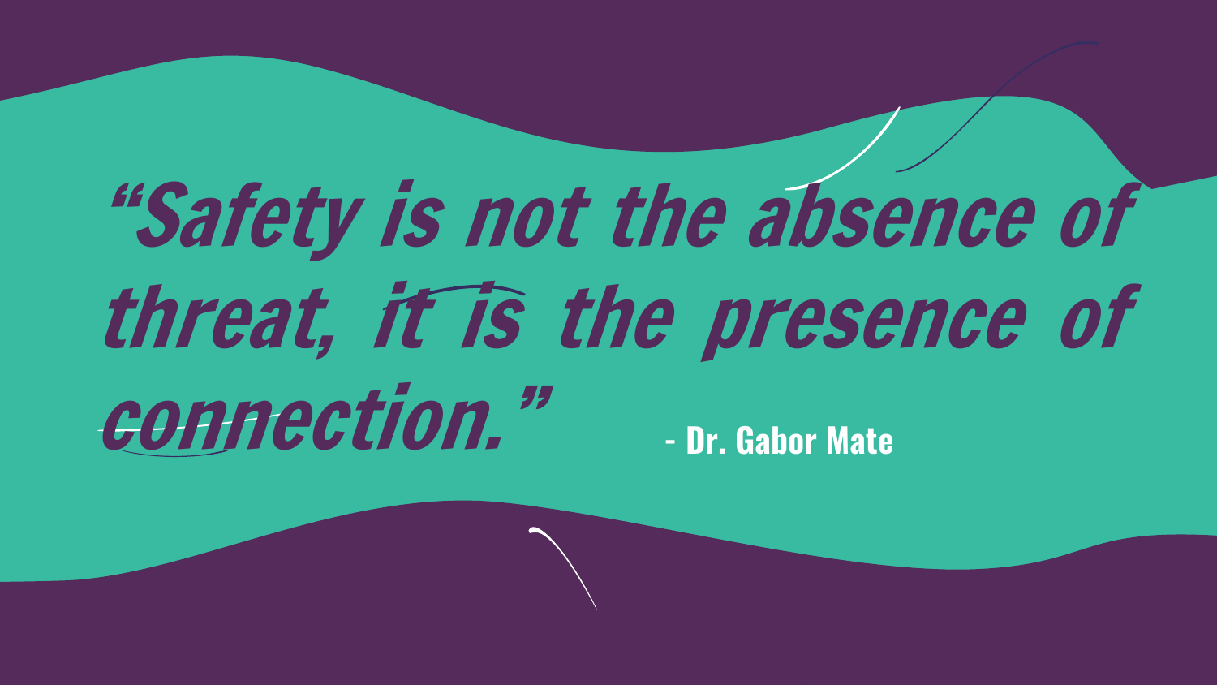*"Safety is not the absence of threat, it is the presence of connection."*

**- Dr. Gabor Mate**